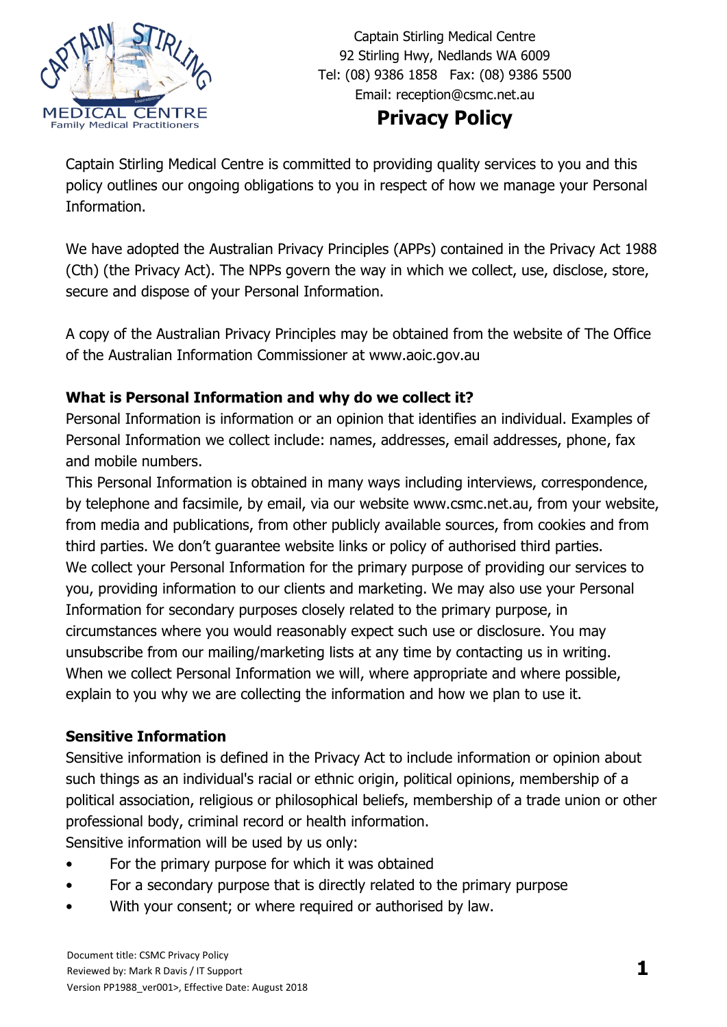Captain Stirling Medical Centre
92 Stirling Hwy, Nedlands WA 6009
Tel: (08) 9386 1858 Fax: (08) 9386 5500
Email: reception@csmc.net.au

# Privacy Policy

Captain Stirling Medical Centre is committed to providing quality services to you and this policy outlines our ongoing obligations to you in respect of how we manage your Personal Information.

We have adopted the Australian Privacy Principles (APPs) contained in the Privacy Act 1988 (Cth) (the Privacy Act). The NPPs govern the way in which we collect, use, disclose, store, secure and dispose of your Personal Information.

A copy of the Australian Privacy Principles may be obtained from the website of The Office of the Australian Information Commissioner at www.aoic.gov.au

**What is Personal Information and why do we collect it?**

Personal Information is information or an opinion that identifies an individual. Examples of Personal Information we collect include: names, addresses, email addresses, phone, fax and mobile numbers.

This Personal Information is obtained in many ways including interviews, correspondence, by telephone and facsimile, by email, via our website www.csmc.net.au, from your website, from media and publications, from other publicly available sources, from cookies and from third parties. We don't guarantee website links or policy of authorised third parties.

We collect your Personal Information for the primary purpose of providing our services to you, providing information to our clients and marketing. We may also use your Personal Information for secondary purposes closely related to the primary purpose, in circumstances where you would reasonably expect such use or disclosure. You may unsubscribe from our mailing/marketing lists at any time by contacting us in writing.

When we collect Personal Information we will, where appropriate and where possible, explain to you why we are collecting the information and how we plan to use it.

**Sensitive Information**

Sensitive information is defined in the Privacy Act to include information or opinion about such things as an individual's racial or ethnic origin, political opinions, membership of a political association, religious or philosophical beliefs, membership of a trade union or other professional body, criminal record or health information.

Sensitive information will be used by us only:

- For the primary purpose for which it was obtained
- For a secondary purpose that is directly related to the primary purpose
- With your consent; or where required or authorised by law.

Document title: CSMC Privacy Policy
Reviewed by: Mark R Davis / IT Support
Version PP1988_ver001>, Effective Date: August 2018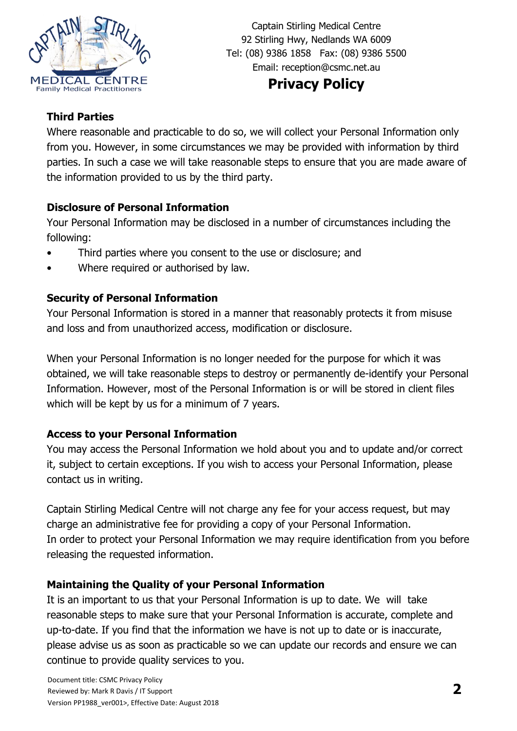### Third Parties

Where reasonable and practicable to do so, we will collect your Personal Information only from you. However, in some circumstances we may be provided with information by third parties. In such a case we will take reasonable steps to ensure that you are made aware of the information provided to us by the third party.

### Disclosure of Personal Information

Your Personal Information may be disclosed in a number of circumstances including the following:

- Third parties where you consent to the use or disclosure; and
- Where required or authorised by law.

### Security of Personal Information

Your Personal Information is stored in a manner that reasonably protects it from misuse and loss and from unauthorized access, modification or disclosure.

When your Personal Information is no longer needed for the purpose for which it was obtained, we will take reasonable steps to destroy or permanently de-identify your Personal Information. However, most of the Personal Information is or will be stored in client files which will be kept by us for a minimum of 7 years.

### Access to your Personal Information

You may access the Personal Information we hold about you and to update and/or correct it, subject to certain exceptions. If you wish to access your Personal Information, please contact us in writing.

Captain Stirling Medical Centre will not charge any fee for your access request, but may charge an administrative fee for providing a copy of your Personal Information.
In order to protect your Personal Information we may require identification from you before releasing the requested information.

### Maintaining the Quality of your Personal Information

It is an important to us that your Personal Information is up to date. We will take reasonable steps to make sure that your Personal Information is accurate, complete and up-to-date. If you find that the information we have is not up to date or is inaccurate, please advise us as soon as practicable so we can update our records and ensure we can continue to provide quality services to you.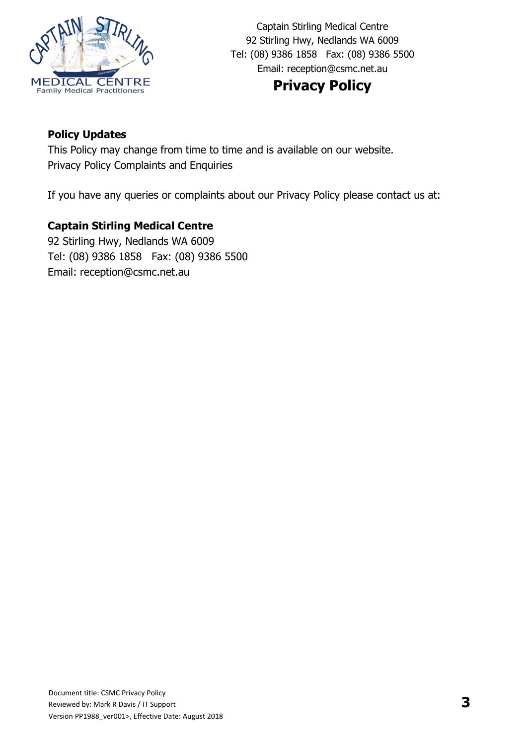**Policy Updates**

This Policy may change from time to time and is available on our website.
Privacy Policy Complaints and Enquiries

If you have any queries or complaints about our Privacy Policy please contact us at:

**Captain Stirling Medical Centre**
92 Stirling Hwy, Nedlands WA 6009
Tel: (08) 9386 1858   Fax: (08) 9386 5500
Email: reception@csmc.net.au